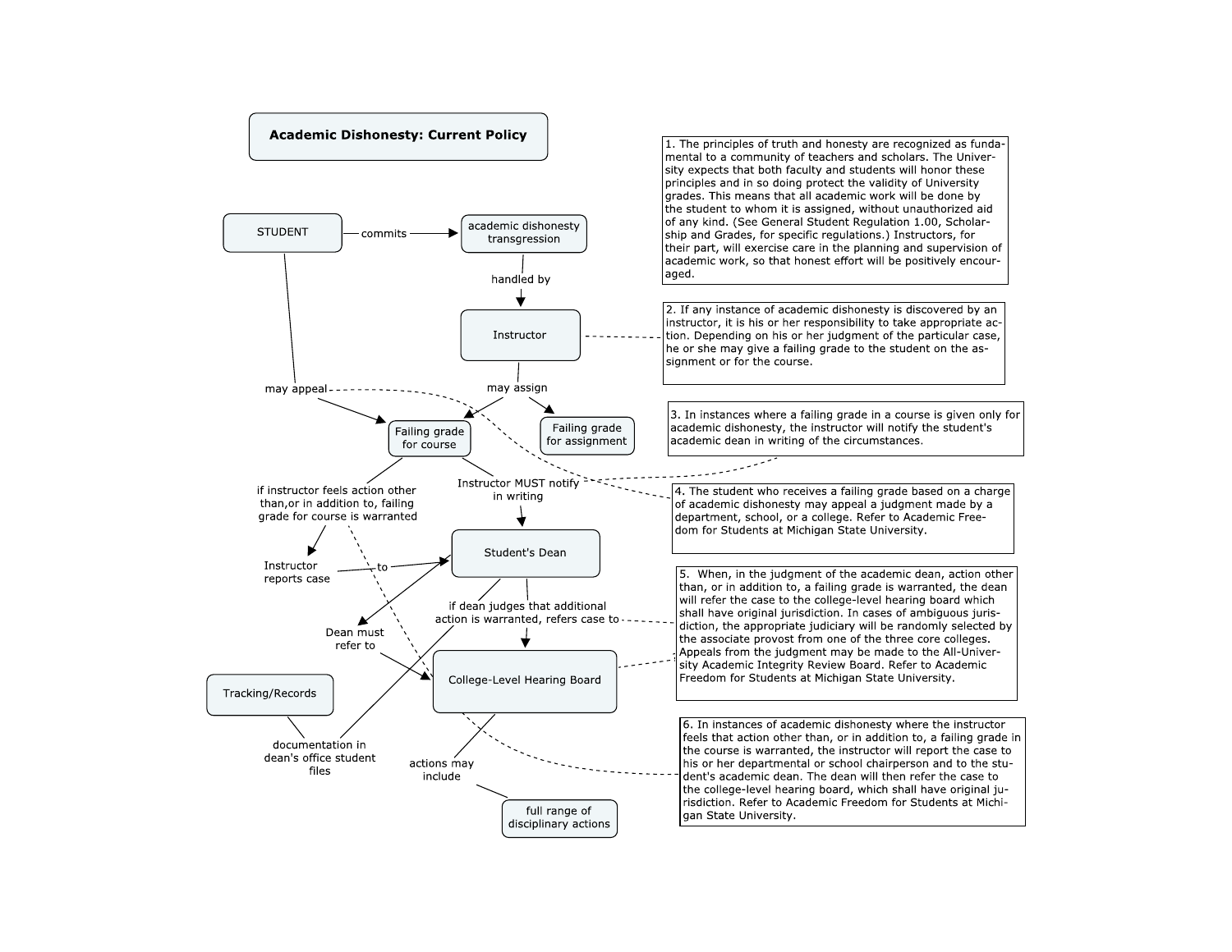# Academic Dishonesty: Current Policy

STUDENT — commits → academic dishonesty transgression

academic dishonesty transgression — handled by → Instructor

Instructor — may assign → Failing grade for course

Instructor — may assign → Failing grade for assignment

STUDENT — may appeal → Failing grade for course

Failing grade for course — Instructor MUST notify in writing → Student's Dean

Failing grade for course — if instructor feels action other than,or in addition to, failing grade for course is warranted → Instructor reports case — to → Student's Dean

Student's Dean — Dean must refer to → College-Level Hearing Board

Student's Dean — if dean judges that additional action is warranted, refers case to → College-Level Hearing Board

College-Level Hearing Board — actions may include — full range of disciplinary actions

Tracking/Records — documentation in dean's office student files

1. The principles of truth and honesty are recognized as fundamental to a community of teachers and scholars. The University expects that both faculty and students will honor these principles and in so doing protect the validity of University grades. This means that all academic work will be done by the student to whom it is assigned, without unauthorized aid of any kind. (See General Student Regulation 1.00, Scholarship and Grades, for specific regulations.) Instructors, for their part, will exercise care in the planning and supervision of academic work, so that honest effort will be positively encouraged.

2. If any instance of academic dishonesty is discovered by an instructor, it is his or her responsibility to take appropriate action. Depending on his or her judgment of the particular case, he or she may give a failing grade to the student on the assignment or for the course.

3. In instances where a failing grade in a course is given only for academic dishonesty, the instructor will notify the student's academic dean in writing of the circumstances.

4. The student who receives a failing grade based on a charge of academic dishonesty may appeal a judgment made by a department, school, or a college. Refer to Academic Freedom for Students at Michigan State University.

5. When, in the judgment of the academic dean, action other than, or in addition to, a failing grade is warranted, the dean will refer the case to the college-level hearing board which shall have original jurisdiction. In cases of ambiguous jurisdiction, the appropriate judiciary will be randomly selected by the associate provost from one of the three core colleges. Appeals from the judgment may be made to the All-University Academic Integrity Review Board. Refer to Academic Freedom for Students at Michigan State University.

6. In instances of academic dishonesty where the instructor feels that action other than, or in addition to, a failing grade in the course is warranted, the instructor will report the case to his or her departmental or school chairperson and to the student's academic dean. The dean will then refer the case to the college-level hearing board, which shall have original jurisdiction. Refer to Academic Freedom for Students at Michigan State University.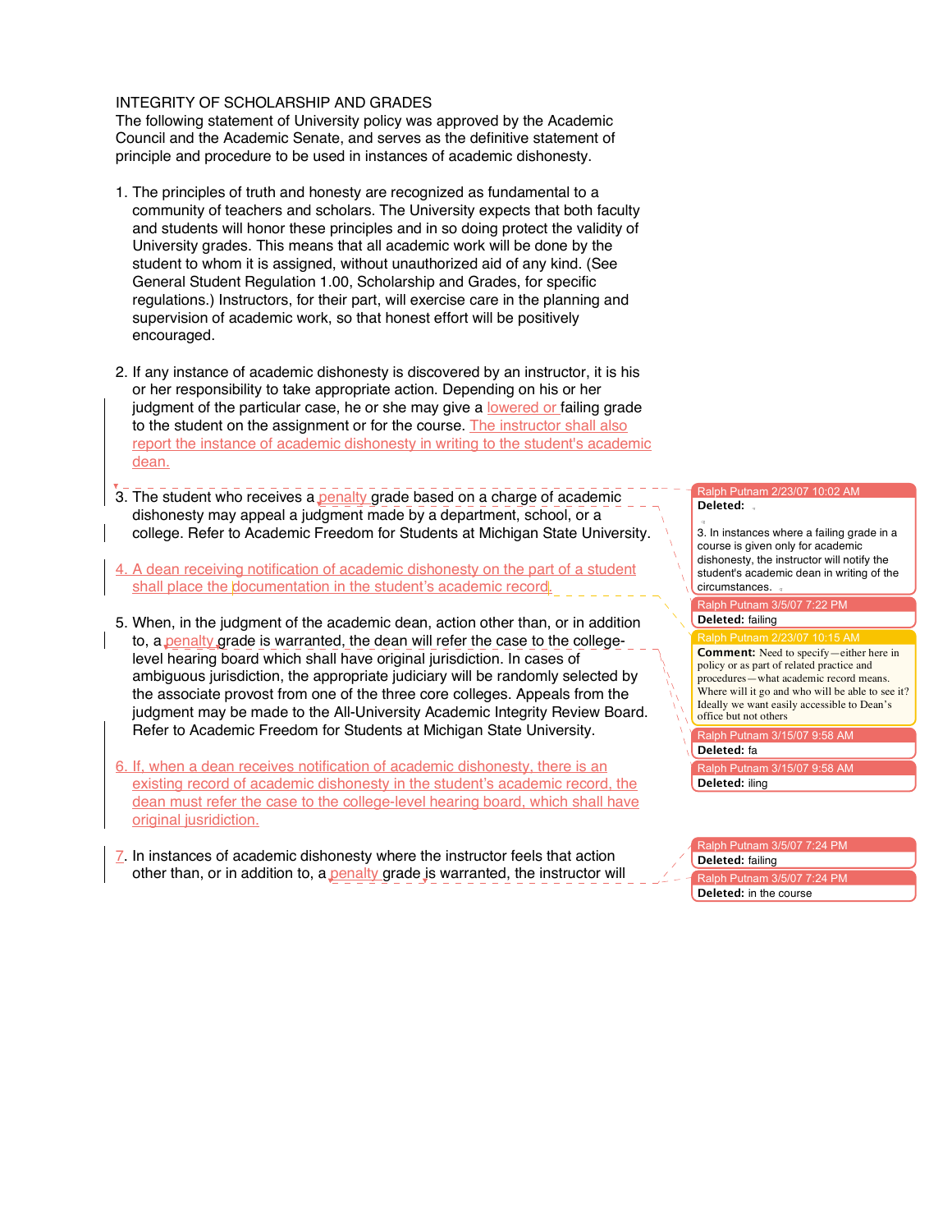INTEGRITY OF SCHOLARSHIP AND GRADES

The following statement of University policy was approved by the Academic Council and the Academic Senate, and serves as the definitive statement of principle and procedure to be used in instances of academic dishonesty.

1. The principles of truth and honesty are recognized as fundamental to a community of teachers and scholars. The University expects that both faculty and students will honor these principles and in so doing protect the validity of University grades. This means that all academic work will be done by the student to whom it is assigned, without unauthorized aid of any kind. (See General Student Regulation 1.00, Scholarship and Grades, for specific regulations.) Instructors, for their part, will exercise care in the planning and supervision of academic work, so that honest effort will be positively encouraged.

2. If any instance of academic dishonesty is discovered by an instructor, it is his or her responsibility to take appropriate action. Depending on his or her judgment of the particular case, he or she may give a lowered or failing grade to the student on the assignment or for the course. The instructor shall also report the instance of academic dishonesty in writing to the student's academic dean.

3. The student who receives a penalty grade based on a charge of academic dishonesty may appeal a judgment made by a department, school, or a college. Refer to Academic Freedom for Students at Michigan State University.

4. A dean receiving notification of academic dishonesty on the part of a student shall place the documentation in the student's academic record.

5. When, in the judgment of the academic dean, action other than, or in addition to, a penalty grade is warranted, the dean will refer the case to the college-level hearing board which shall have original jurisdiction. In cases of ambiguous jurisdiction, the appropriate judiciary will be randomly selected by the associate provost from one of the three core colleges. Appeals from the judgment may be made to the All-University Academic Integrity Review Board. Refer to Academic Freedom for Students at Michigan State University.

6. If, when a dean receives notification of academic dishonesty, there is an existing record of academic dishonesty in the student's academic record, the dean must refer the case to the college-level hearing board, which shall have original jusridiction.

7. In instances of academic dishonesty where the instructor feels that action other than, or in addition to, a penalty grade is warranted, the instructor will

---

Ralph Putnam 2/23/07 10:02 AM
**Deleted:** 3. In instances where a failing grade in a course is given only for academic dishonesty, the instructor will notify the student's academic dean in writing of the circumstances.

Ralph Putnam 3/5/07 7:22 PM
**Deleted:** failing

Ralph Putnam 2/23/07 10:15 AM
**Comment:** Need to specify—either here in policy or as part of related practice and procedures—what academic record means. Where will it go and who will be able to see it? Ideally we want easily accessible to Dean's office but not others

Ralph Putnam 3/15/07 9:58 AM
**Deleted:** fa

Ralph Putnam 3/15/07 9:58 AM
**Deleted:** iling

Ralph Putnam 3/5/07 7:24 PM
**Deleted:** failing

Ralph Putnam 3/5/07 7:24 PM
**Deleted:** in the course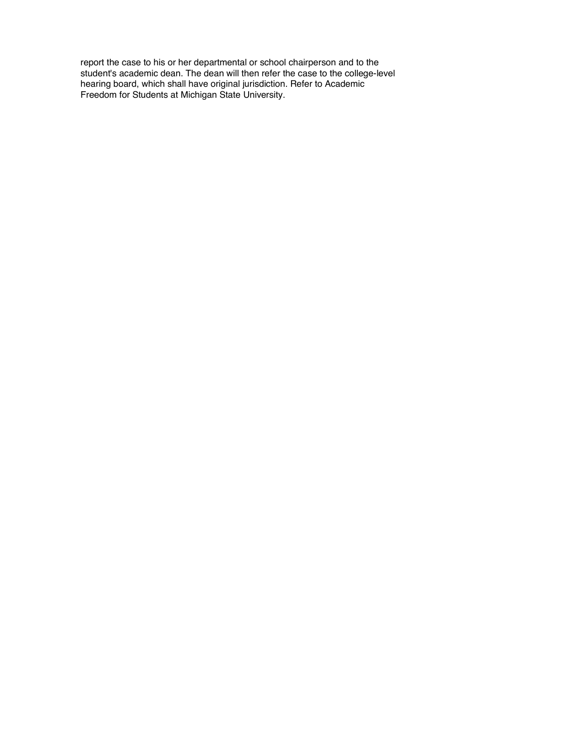report the case to his or her departmental or school chairperson and to the student's academic dean. The dean will then refer the case to the college-level hearing board, which shall have original jurisdiction. Refer to Academic Freedom for Students at Michigan State University.